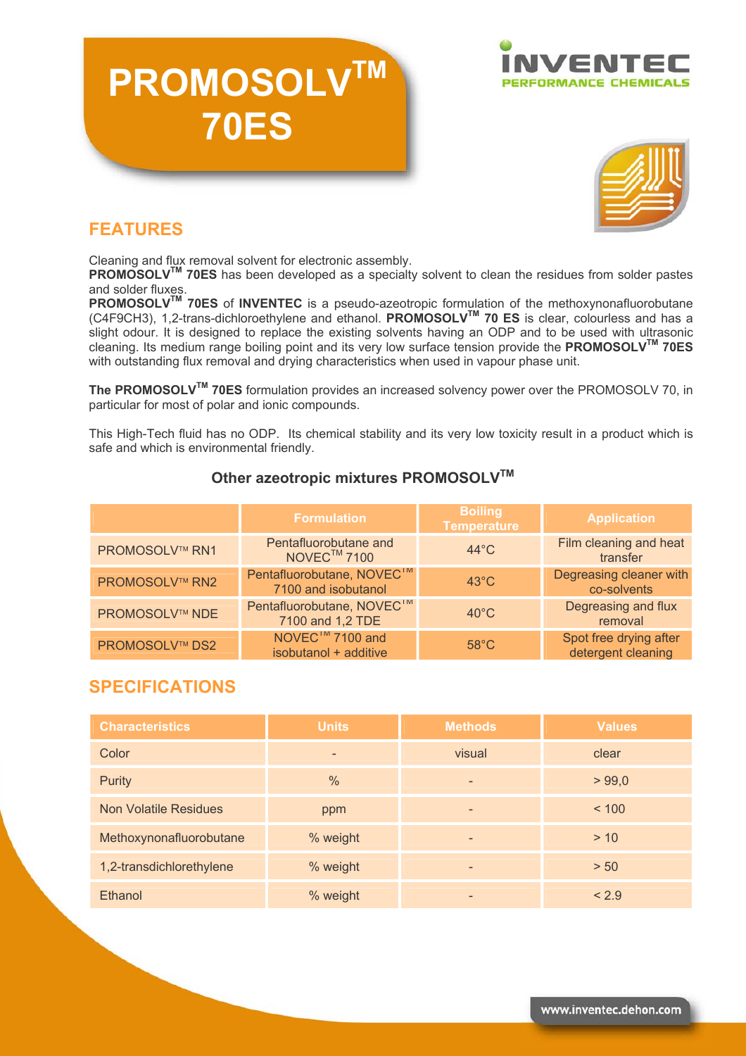# PROMOSOLV™ 70ES

INVENTEC
PERFORMANCE CHEMICALS

## FEATURES

Cleaning and flux removal solvent for electronic assembly.
**PROMOSOLV™ 70ES** has been developed as a specialty solvent to clean the residues from solder pastes and solder fluxes.
**PROMOSOLV™ 70ES** of **INVENTEC** is a pseudo-azeotropic formulation of the methoxynonafluorobutane ($C_4F_9CH_3$), 1,2-trans-dichloroethylene and ethanol. **PROMOSOLV™ 70 ES** is clear, colourless and has a slight odour. It is designed to replace the existing solvents having an ODP and to be used with ultrasonic cleaning. Its medium range boiling point and its very low surface tension provide the **PROMOSOLV™ 70ES** with outstanding flux removal and drying characteristics when used in vapour phase unit.

**The PROMOSOLV™ 70ES** formulation provides an increased solvency power over the PROMOSOLV 70, in particular for most of polar and ionic compounds.

This High-Tech fluid has no ODP. Its chemical stability and its very low toxicity result in a product which is safe and which is environmental friendly.

### Other azeotropic mixtures PROMOSOLV™

| | Formulation | Boiling Temperature | Application |
|---|---|---|---|
| PROMOSOLV™ RN1 | Pentafluorobutane and NOVEC™ 7100 | 44°C | Film cleaning and heat transfer |
| PROMOSOLV™ RN2 | Pentafluorobutane, NOVEC™ 7100 and isobutanol | 43°C | Degreasing cleaner with co-solvents |
| PROMOSOLV™ NDE | Pentafluorobutane, NOVEC™ 7100 and 1,2 TDE | 40°C | Degreasing and flux removal |
| PROMOSOLV™ DS2 | NOVEC™ 7100 and isobutanol + additive | 58°C | Spot free drying after detergent cleaning |

## SPECIFICATIONS

| Characteristics | Units | Methods | Values |
|---|---|---|---|
| Color | - | visual | clear |
| Purity | % | - | > 99,0 |
| Non Volatile Residues | ppm | - | < 100 |
| Methoxynonafluorobutane | % weight | - | > 10 |
| 1,2-transdichlorethylene | % weight | - | > 50 |
| Ethanol | % weight | - | < 2.9 |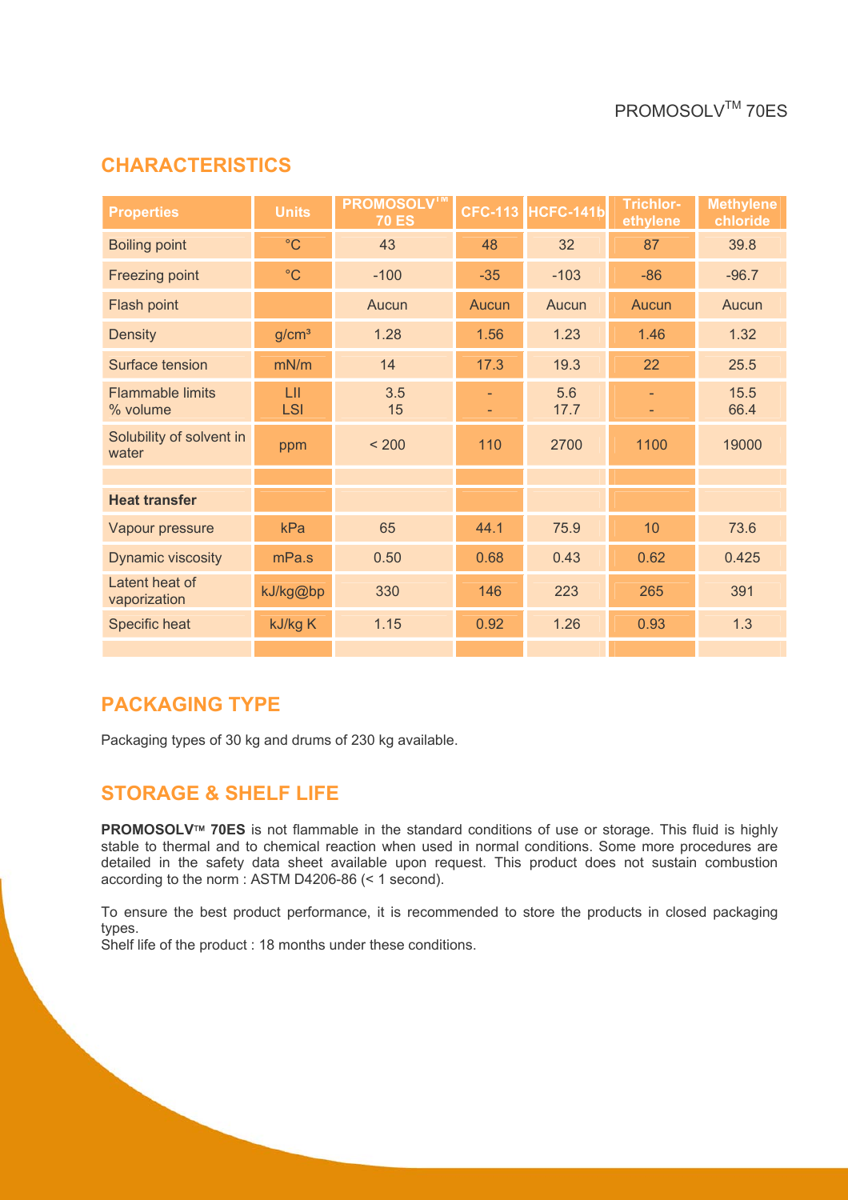## CHARACTERISTICS

| Properties | Units | PROMOSOLV™ 70 ES | CFC-113 | HCFC-141b | Trichlor-ethylene | Methylene chloride |
|---|---|---|---|---|---|---|
| Boiling point | °C | 43 | 48 | 32 | 87 | 39.8 |
| Freezing point | °C | -100 | -35 | -103 | -86 | -96.7 |
| Flash point | | Aucun | Aucun | Aucun | Aucun | Aucun |
| Density | g/cm³ | 1.28 | 1.56 | 1.23 | 1.46 | 1.32 |
| Surface tension | mN/m | 14 | 17.3 | 19.3 | 22 | 25.5 |
| Flammable limits % volume | LII<br>LSI | 3.5<br>15 | -<br>- | 5.6<br>17.7 | -<br>- | 15.5<br>66.4 |
| Solubility of solvent in water | ppm | < 200 | 110 | 2700 | 1100 | 19000 |
| | | | | | | |
| **Heat transfer** | | | | | | |
| Vapour pressure | kPa | 65 | 44.1 | 75.9 | 10 | 73.6 |
| Dynamic viscosity | mPa.s | 0.50 | 0.68 | 0.43 | 0.62 | 0.425 |
| Latent heat of vaporization | kJ/kg@bp | 330 | 146 | 223 | 265 | 391 |
| Specific heat | kJ/kg K | 1.15 | 0.92 | 1.26 | 0.93 | 1.3 |

## PACKAGING TYPE

Packaging types of 30 kg and drums of 230 kg available.

## STORAGE & SHELF LIFE

**PROMOSOLV™ 70ES** is not flammable in the standard conditions of use or storage. This fluid is highly stable to thermal and to chemical reaction when used in normal conditions. Some more procedures are detailed in the safety data sheet available upon request. This product does not sustain combustion according to the norm : ASTM D4206-86 (< 1 second).

To ensure the best product performance, it is recommended to store the products in closed packaging types.
Shelf life of the product : 18 months under these conditions.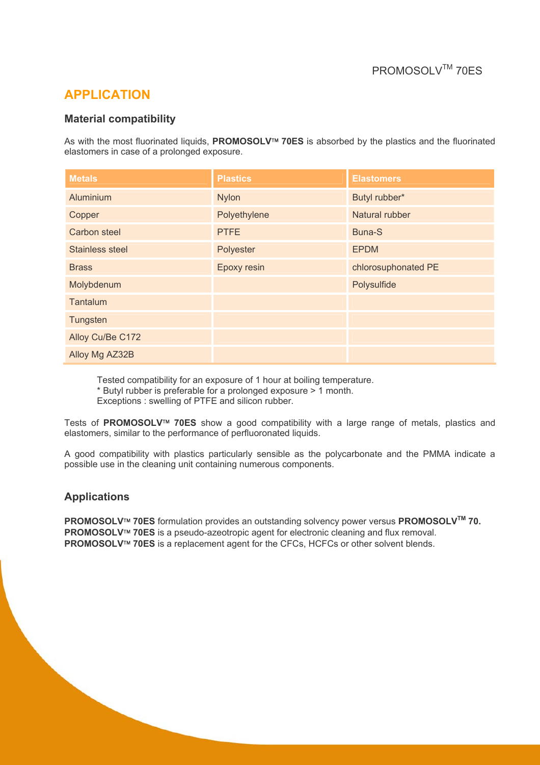## APPLICATION

### Material compatibility

As with the most fluorinated liquids, **PROMOSOLV™ 70ES** is absorbed by the plastics and the fluorinated elastomers in case of a prolonged exposure.

| Metals | Plastics | Elastomers |
|---|---|---|
| Aluminium | Nylon | Butyl rubber* |
| Copper | Polyethylene | Natural rubber |
| Carbon steel | PTFE | Buna-S |
| Stainless steel | Polyester | EPDM |
| Brass | Epoxy resin | chlorosuphonated PE |
| Molybdenum | | Polysulfide |
| Tantalum | | |
| Tungsten | | |
| Alloy Cu/Be C172 | | |
| Alloy Mg AZ32B | | |

Tested compatibility for an exposure of 1 hour at boiling temperature.
* Butyl rubber is preferable for a prolonged exposure > 1 month.
Exceptions : swelling of PTFE and silicon rubber.

Tests of **PROMOSOLV™ 70ES** show a good compatibility with a large range of metals, plastics and elastomers, similar to the performance of perfluoronated liquids.

A good compatibility with plastics particularly sensible as the polycarbonate and the PMMA indicate a possible use in the cleaning unit containing numerous components.

### Applications

**PROMOSOLV™ 70ES** formulation provides an outstanding solvency power versus **PROMOSOLV™ 70.**
**PROMOSOLV™ 70ES** is a pseudo-azeotropic agent for electronic cleaning and flux removal.
**PROMOSOLV™ 70ES** is a replacement agent for the CFCs, HCFCs or other solvent blends.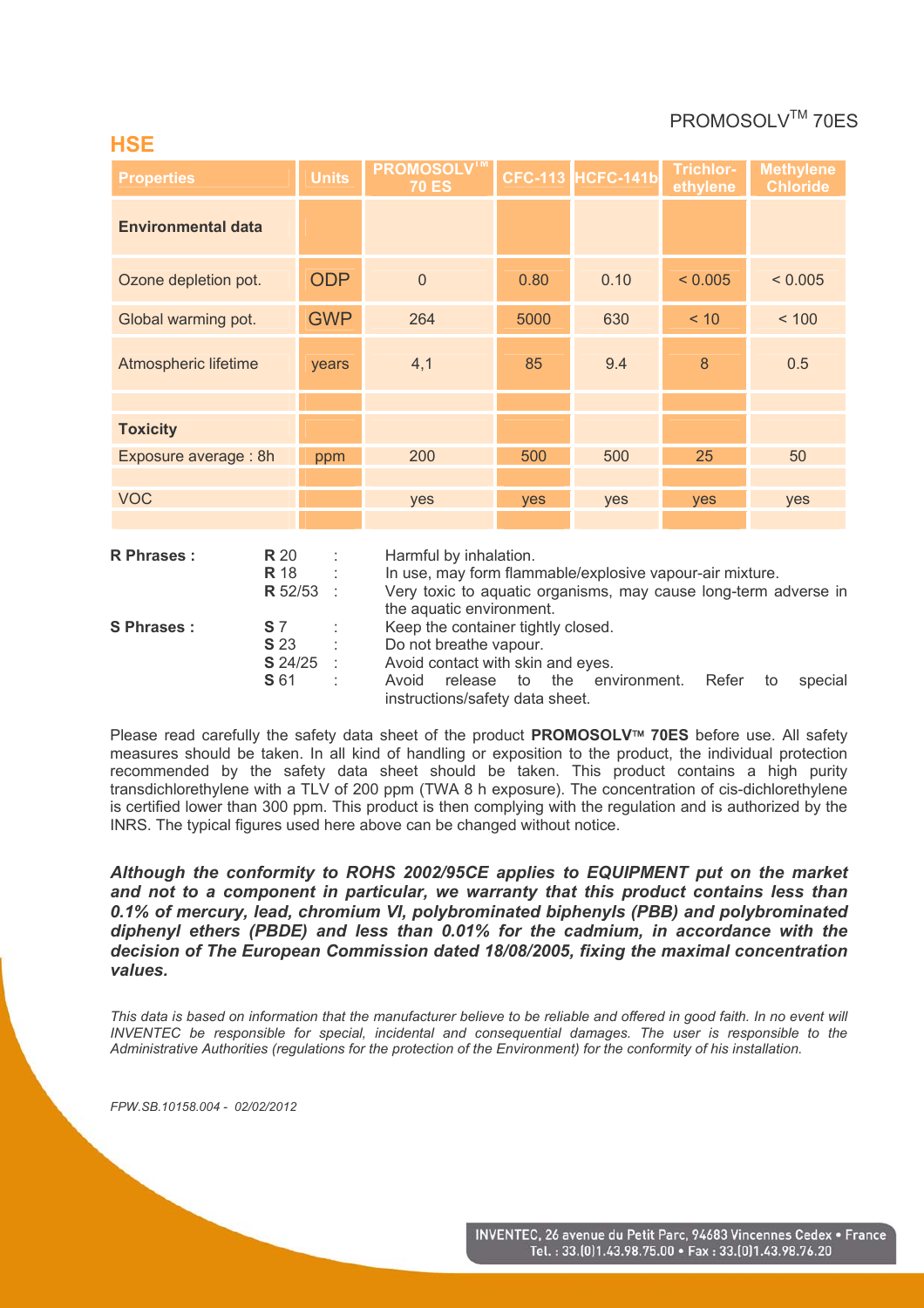## HSE

| Properties | Units | PROMOSOLV™ 70 ES | CFC-113 | HCFC-141b | Trichlor-ethylene | Methylene Chloride |
|---|---|---|---|---|---|---|
| **Environmental data** | | | | | | |
| Ozone depletion pot. | ODP | 0 | 0.80 | 0.10 | < 0.005 | < 0.005 |
| Global warming pot. | GWP | 264 | 5000 | 630 | < 10 | < 100 |
| Atmospheric lifetime | years | 4,1 | 85 | 9.4 | 8 | 0.5 |
| | | | | | | |
| **Toxicity** | | | | | | |
| Exposure average : 8h | ppm | 200 | 500 | 500 | 25 | 50 |
| | | | | | | |
| VOC | | yes | yes | yes | yes | yes |

**R Phrases :**

- **R** 20 : Harmful by inhalation.
- **R** 18 : In use, may form flammable/explosive vapour-air mixture.
- **R** 52/53 : Very toxic to aquatic organisms, may cause long-term adverse in the aquatic environment.

**S Phrases :**

- **S** 7 : Keep the container tightly closed.
- **S** 23 : Do not breathe vapour.
- **S** 24/25 : Avoid contact with skin and eyes.
- **S** 61 : Avoid release to the environment. Refer to special instructions/safety data sheet.

Please read carefully the safety data sheet of the product **PROMOSOLV™ 70ES** before use. All safety measures should be taken. In all kind of handling or exposition to the product, the individual protection recommended by the safety data sheet should be taken. This product contains a high purity transdichlorethylene with a TLV of 200 ppm (TWA 8 h exposure). The concentration of cis-dichlorethylene is certified lower than 300 ppm. This product is then complying with the regulation and is authorized by the INRS. The typical figures used here above can be changed without notice.

***Although the conformity to ROHS 2002/95CE applies to EQUIPMENT put on the market and not to a component in particular, we warranty that this product contains less than 0.1% of mercury, lead, chromium VI, polybrominated biphenyls (PBB) and polybrominated diphenyl ethers (PBDE) and less than 0.01% for the cadmium, in accordance with the decision of The European Commission dated 18/08/2005, fixing the maximal concentration values.***

*This data is based on information that the manufacturer believe to be reliable and offered in good faith. In no event will INVENTEC be responsible for special, incidental and consequential damages. The user is responsible to the Administrative Authorities (regulations for the protection of the Environment) for the conformity of his installation.*

*FPW.SB.10158.004 - 02/02/2012*

INVENTEC, 26 avenue du Petit Parc, 94683 Vincennes Cedex • France
Tel. : 33.(0)1.43.98.75.00 • Fax : 33.(0)1.43.98.76.20